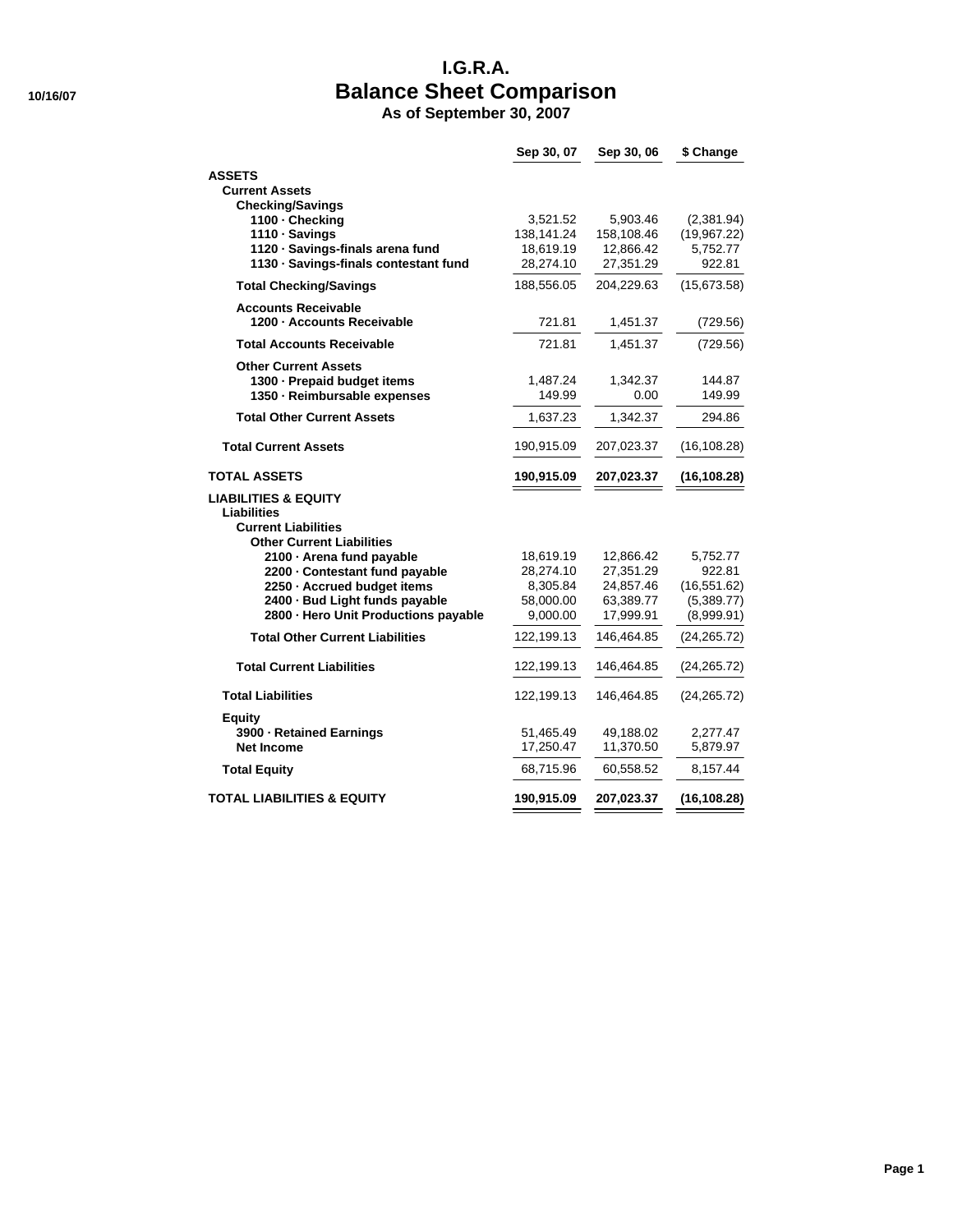# I.G.R.A.
## Balance Sheet Comparison
### As of September 30, 2007

10/16/07

| | Sep 30, 07 | Sep 30, 06 | $ Change |
|---|---|---|---|
| **ASSETS** | | | |
| **Current Assets** | | | |
| **Checking/Savings** | | | |
| **1100 · Checking** | 3,521.52 | 5,903.46 | (2,381.94) |
| **1110 · Savings** | 138,141.24 | 158,108.46 | (19,967.22) |
| **1120 · Savings-finals arena fund** | 18,619.19 | 12,866.42 | 5,752.77 |
| **1130 · Savings-finals contestant fund** | 28,274.10 | 27,351.29 | 922.81 |
| **Total Checking/Savings** | 188,556.05 | 204,229.63 | (15,673.58) |
| **Accounts Receivable** | | | |
| **1200 · Accounts Receivable** | 721.81 | 1,451.37 | (729.56) |
| **Total Accounts Receivable** | 721.81 | 1,451.37 | (729.56) |
| **Other Current Assets** | | | |
| **1300 · Prepaid budget items** | 1,487.24 | 1,342.37 | 144.87 |
| **1350 · Reimbursable expenses** | 149.99 | 0.00 | 149.99 |
| **Total Other Current Assets** | 1,637.23 | 1,342.37 | 294.86 |
| **Total Current Assets** | 190,915.09 | 207,023.37 | (16,108.28) |
| **TOTAL ASSETS** | **190,915.09** | **207,023.37** | **(16,108.28)** |
| **LIABILITIES & EQUITY** | | | |
| **Liabilities** | | | |
| **Current Liabilities** | | | |
| **Other Current Liabilities** | | | |
| **2100 · Arena fund payable** | 18,619.19 | 12,866.42 | 5,752.77 |
| **2200 · Contestant fund payable** | 28,274.10 | 27,351.29 | 922.81 |
| **2250 · Accrued budget items** | 8,305.84 | 24,857.46 | (16,551.62) |
| **2400 · Bud Light funds payable** | 58,000.00 | 63,389.77 | (5,389.77) |
| **2800 · Hero Unit Productions payable** | 9,000.00 | 17,999.91 | (8,999.91) |
| **Total Other Current Liabilities** | 122,199.13 | 146,464.85 | (24,265.72) |
| **Total Current Liabilities** | 122,199.13 | 146,464.85 | (24,265.72) |
| **Total Liabilities** | 122,199.13 | 146,464.85 | (24,265.72) |
| **Equity** | | | |
| **3900 · Retained Earnings** | 51,465.49 | 49,188.02 | 2,277.47 |
| **Net Income** | 17,250.47 | 11,370.50 | 5,879.97 |
| **Total Equity** | 68,715.96 | 60,558.52 | 8,157.44 |
| **TOTAL LIABILITIES & EQUITY** | **190,915.09** | **207,023.37** | **(16,108.28)** |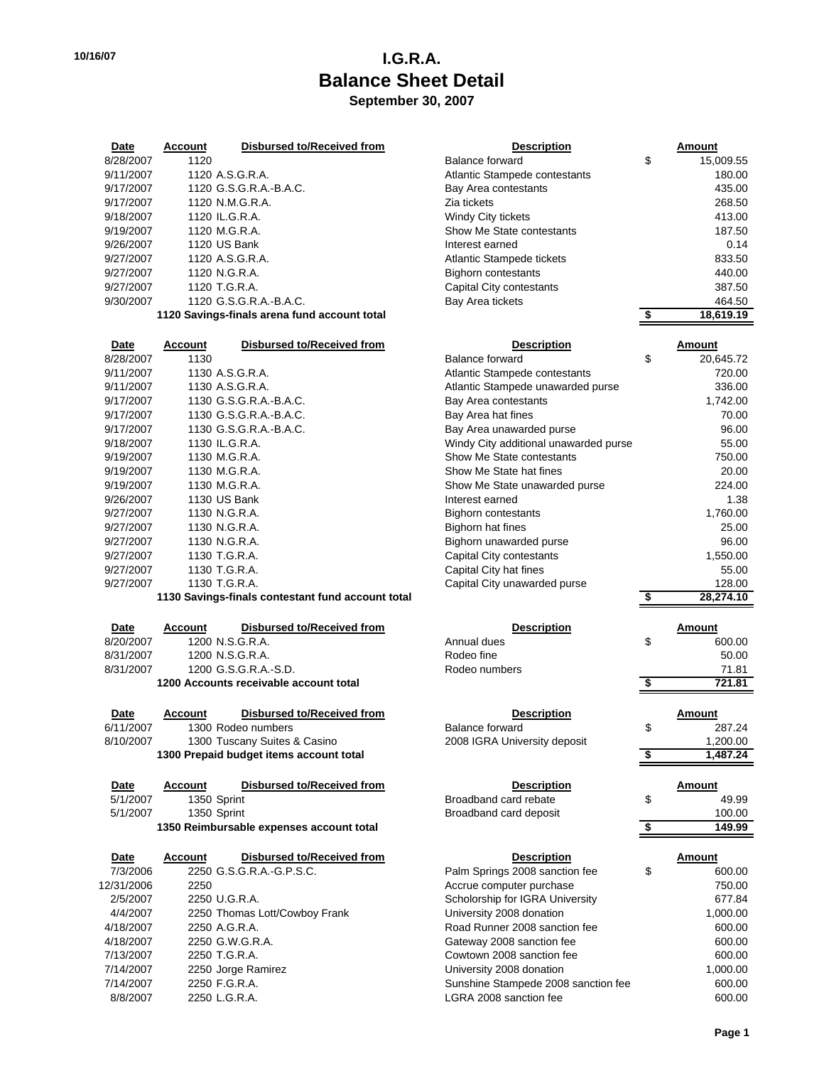10/16/07

# I.G.R.A.
# Balance Sheet Detail
## September 30, 2007

| Date | Account | Disbursed to/Received from | Description | | Amount |
|---|---|---|---|---|---|
| 8/28/2007 | 1120 | | Balance forward | $ | 15,009.55 |
| 9/11/2007 | 1120 | A.S.G.R.A. | Atlantic Stampede contestants | | 180.00 |
| 9/17/2007 | 1120 | G.S.G.R.A.-B.A.C. | Bay Area contestants | | 435.00 |
| 9/17/2007 | 1120 | N.M.G.R.A. | Zia tickets | | 268.50 |
| 9/18/2007 | 1120 | IL.G.R.A. | Windy City tickets | | 413.00 |
| 9/19/2007 | 1120 | M.G.R.A. | Show Me State contestants | | 187.50 |
| 9/26/2007 | 1120 | US Bank | Interest earned | | 0.14 |
| 9/27/2007 | 1120 | A.S.G.R.A. | Atlantic Stampede tickets | | 833.50 |
| 9/27/2007 | 1120 | N.G.R.A. | Bighorn contestants | | 440.00 |
| 9/27/2007 | 1120 | T.G.R.A. | Capital City contestants | | 387.50 |
| 9/30/2007 | 1120 | G.S.G.R.A.-B.A.C. | Bay Area tickets | | 464.50 |
| | **1120 Savings-finals arena fund account total** | | | **$** | **18,619.19** |

| Date | Account | Disbursed to/Received from | Description | | Amount |
|---|---|---|---|---|---|
| 8/28/2007 | 1130 | | Balance forward | $ | 20,645.72 |
| 9/11/2007 | 1130 | A.S.G.R.A. | Atlantic Stampede contestants | | 720.00 |
| 9/11/2007 | 1130 | A.S.G.R.A. | Atlantic Stampede unawarded purse | | 336.00 |
| 9/17/2007 | 1130 | G.S.G.R.A.-B.A.C. | Bay Area contestants | | 1,742.00 |
| 9/17/2007 | 1130 | G.S.G.R.A.-B.A.C. | Bay Area hat fines | | 70.00 |
| 9/17/2007 | 1130 | G.S.G.R.A.-B.A.C. | Bay Area unawarded purse | | 96.00 |
| 9/18/2007 | 1130 | IL.G.R.A. | Windy City additional unawarded purse | | 55.00 |
| 9/19/2007 | 1130 | M.G.R.A. | Show Me State contestants | | 750.00 |
| 9/19/2007 | 1130 | M.G.R.A. | Show Me State hat fines | | 20.00 |
| 9/19/2007 | 1130 | M.G.R.A. | Show Me State unawarded purse | | 224.00 |
| 9/26/2007 | 1130 | US Bank | Interest earned | | 1.38 |
| 9/27/2007 | 1130 | N.G.R.A. | Bighorn contestants | | 1,760.00 |
| 9/27/2007 | 1130 | N.G.R.A. | Bighorn hat fines | | 25.00 |
| 9/27/2007 | 1130 | N.G.R.A. | Bighorn unawarded purse | | 96.00 |
| 9/27/2007 | 1130 | T.G.R.A. | Capital City contestants | | 1,550.00 |
| 9/27/2007 | 1130 | T.G.R.A. | Capital City hat fines | | 55.00 |
| 9/27/2007 | 1130 | T.G.R.A. | Capital City unawarded purse | | 128.00 |
| | **1130 Savings-finals contestant fund account total** | | | **$** | **28,274.10** |

| Date | Account | Disbursed to/Received from | Description | | Amount |
|---|---|---|---|---|---|
| 8/20/2007 | 1200 | N.S.G.R.A. | Annual dues | $ | 600.00 |
| 8/31/2007 | 1200 | N.S.G.R.A. | Rodeo fine | | 50.00 |
| 8/31/2007 | 1200 | G.S.G.R.A.-S.D. | Rodeo numbers | | 71.81 |
| | **1200 Accounts receivable account total** | | | **$** | **721.81** |

| Date | Account | Disbursed to/Received from | Description | | Amount |
|---|---|---|---|---|---|
| 6/11/2007 | 1300 | Rodeo numbers | Balance forward | $ | 287.24 |
| 8/10/2007 | 1300 | Tuscany Suites & Casino | 2008 IGRA University deposit | | 1,200.00 |
| | **1300 Prepaid budget items account total** | | | **$** | **1,487.24** |

| Date | Account | Disbursed to/Received from | Description | | Amount |
|---|---|---|---|---|---|
| 5/1/2007 | 1350 | Sprint | Broadband card rebate | $ | 49.99 |
| 5/1/2007 | 1350 | Sprint | Broadband card deposit | | 100.00 |
| | **1350 Reimbursable expenses account total** | | | **$** | **149.99** |

| Date | Account | Disbursed to/Received from | Description | | Amount |
|---|---|---|---|---|---|
| 7/3/2006 | 2250 | G.S.G.R.A.-G.P.S.C. | Palm Springs 2008 sanction fee | $ | 600.00 |
| 12/31/2006 | 2250 | | Accrue computer purchase | | 750.00 |
| 2/5/2007 | 2250 | U.G.R.A. | Scholorship for IGRA University | | 677.84 |
| 4/4/2007 | 2250 | Thomas Lott/Cowboy Frank | University 2008 donation | | 1,000.00 |
| 4/18/2007 | 2250 | A.G.R.A. | Road Runner 2008 sanction fee | | 600.00 |
| 4/18/2007 | 2250 | G.W.G.R.A. | Gateway 2008 sanction fee | | 600.00 |
| 7/13/2007 | 2250 | T.G.R.A. | Cowtown 2008 sanction fee | | 600.00 |
| 7/14/2007 | 2250 | Jorge Ramirez | University 2008 donation | | 1,000.00 |
| 7/14/2007 | 2250 | F.G.R.A. | Sunshine Stampede 2008 sanction fee | | 600.00 |
| 8/8/2007 | 2250 | L.G.R.A. | LGRA 2008 sanction fee | | 600.00 |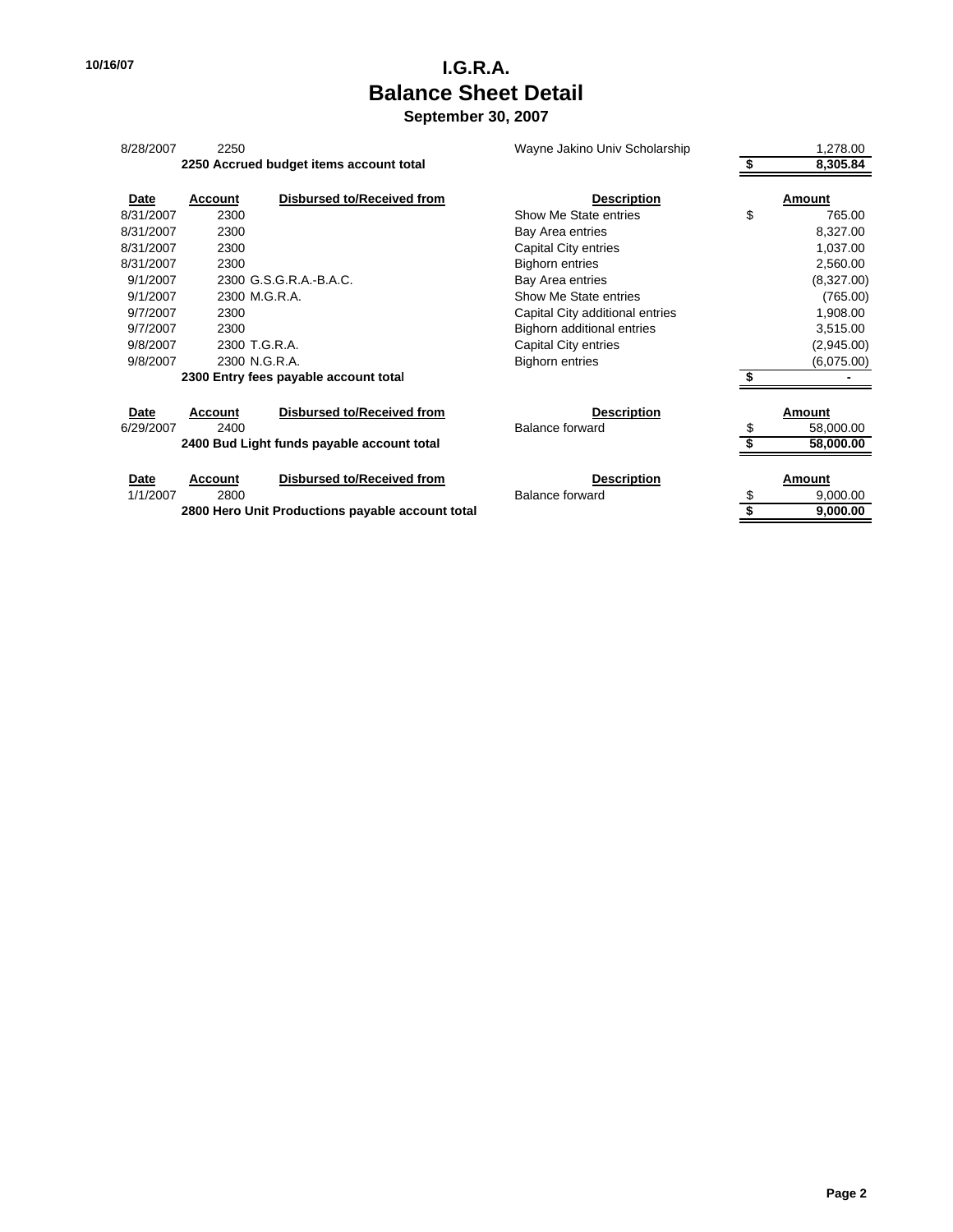10/16/07

# I.G.R.A.
## Balance Sheet Detail
### September 30, 2007

| Date | Account | Disbursed to/Received from | Description | | Amount |
|---|---|---|---|---|---|
| 8/28/2007 | 2250 | | Wayne Jakino Univ Scholarship | | 1,278.00 |
| | **2250 Accrued budget items account total** | | | **$** | **8,305.84** |

| Date | Account | Disbursed to/Received from | Description | | Amount |
|---|---|---|---|---|---|
| 8/31/2007 | 2300 | | Show Me State entries | $ | 765.00 |
| 8/31/2007 | 2300 | | Bay Area entries | | 8,327.00 |
| 8/31/2007 | 2300 | | Capital City entries | | 1,037.00 |
| 8/31/2007 | 2300 | | Bighorn entries | | 2,560.00 |
| 9/1/2007 | 2300 | G.S.G.R.A.-B.A.C. | Bay Area entries | | (8,327.00) |
| 9/1/2007 | 2300 | M.G.R.A. | Show Me State entries | | (765.00) |
| 9/7/2007 | 2300 | | Capital City additional entries | | 1,908.00 |
| 9/7/2007 | 2300 | | Bighorn additional entries | | 3,515.00 |
| 9/8/2007 | 2300 | T.G.R.A. | Capital City entries | | (2,945.00) |
| 9/8/2007 | 2300 | N.G.R.A. | Bighorn entries | | (6,075.00) |
| | **2300 Entry fees payable account total** | | | **$** | **-** |

| Date | Account | Disbursed to/Received from | Description | | Amount |
|---|---|---|---|---|---|
| 6/29/2007 | 2400 | | Balance forward | $ | 58,000.00 |
| | **2400 Bud Light funds payable account total** | | | **$** | **58,000.00** |

| Date | Account | Disbursed to/Received from | Description | | Amount |
|---|---|---|---|---|---|
| 1/1/2007 | 2800 | | Balance forward | $ | 9,000.00 |
| | **2800 Hero Unit Productions payable account total** | | | **$** | **9,000.00** |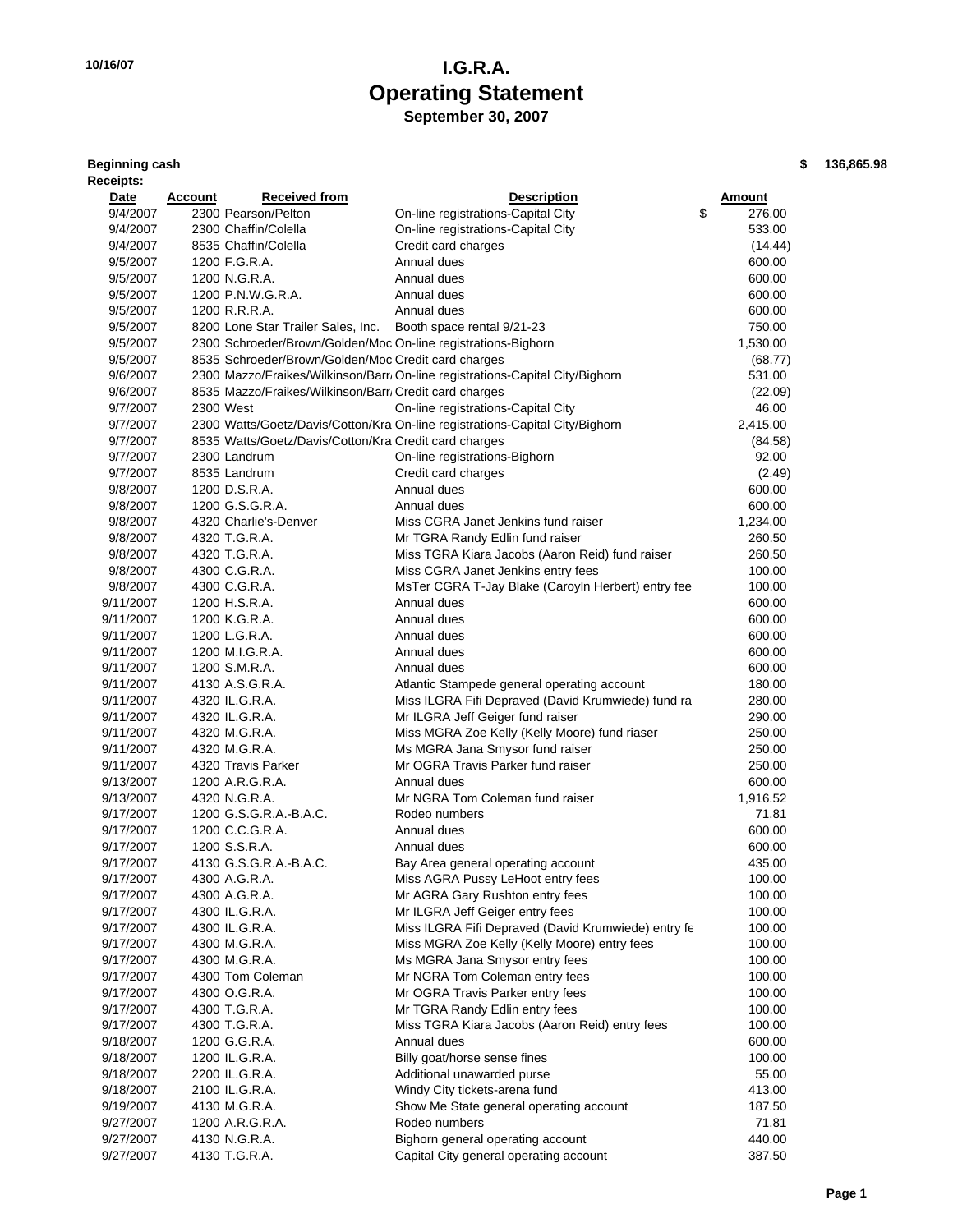10/16/07

# I.G.R.A.
# Operating Statement
## September 30, 2007

**Beginning cash** **$ 136,865.98**

**Receipts:**

| Date | Account | Received from | Description | Amount |
|---|---|---|---|---|
| 9/4/2007 | 2300 | Pearson/Pelton | On-line registrations-Capital City | $ 276.00 |
| 9/4/2007 | 2300 | Chaffin/Colella | On-line registrations-Capital City | 533.00 |
| 9/4/2007 | 8535 | Chaffin/Colella | Credit card charges | (14.44) |
| 9/5/2007 | 1200 | F.G.R.A. | Annual dues | 600.00 |
| 9/5/2007 | 1200 | N.G.R.A. | Annual dues | 600.00 |
| 9/5/2007 | 1200 | P.N.W.G.R.A. | Annual dues | 600.00 |
| 9/5/2007 | 1200 | R.R.R.A. | Annual dues | 600.00 |
| 9/5/2007 | 8200 | Lone Star Trailer Sales, Inc. | Booth space rental 9/21-23 | 750.00 |
| 9/5/2007 | 2300 | Schroeder/Brown/Golden/Moc | On-line registrations-Bighorn | 1,530.00 |
| 9/5/2007 | 8535 | Schroeder/Brown/Golden/Moc | Credit card charges | (68.77) |
| 9/6/2007 | 2300 | Mazzo/Fraikes/Wilkinson/Barr | On-line registrations-Capital City/Bighorn | 531.00 |
| 9/6/2007 | 8535 | Mazzo/Fraikes/Wilkinson/Barr | Credit card charges | (22.09) |
| 9/7/2007 | 2300 | West | On-line registrations-Capital City | 46.00 |
| 9/7/2007 | 2300 | Watts/Goetz/Davis/Cotton/Kra | On-line registrations-Capital City/Bighorn | 2,415.00 |
| 9/7/2007 | 8535 | Watts/Goetz/Davis/Cotton/Kra | Credit card charges | (84.58) |
| 9/7/2007 | 2300 | Landrum | On-line registrations-Bighorn | 92.00 |
| 9/7/2007 | 8535 | Landrum | Credit card charges | (2.49) |
| 9/8/2007 | 1200 | D.S.R.A. | Annual dues | 600.00 |
| 9/8/2007 | 1200 | G.S.G.R.A. | Annual dues | 600.00 |
| 9/8/2007 | 4320 | Charlie's-Denver | Miss CGRA Janet Jenkins fund raiser | 1,234.00 |
| 9/8/2007 | 4320 | T.G.R.A. | Mr TGRA Randy Edlin fund raiser | 260.50 |
| 9/8/2007 | 4320 | T.G.R.A. | Miss TGRA Kiara Jacobs (Aaron Reid) fund raiser | 260.50 |
| 9/8/2007 | 4300 | C.G.R.A. | Miss CGRA Janet Jenkins entry fees | 100.00 |
| 9/8/2007 | 4300 | C.G.R.A. | MsTer CGRA T-Jay Blake (Caroyln Herbert) entry fee | 100.00 |
| 9/11/2007 | 1200 | H.S.R.A. | Annual dues | 600.00 |
| 9/11/2007 | 1200 | K.G.R.A. | Annual dues | 600.00 |
| 9/11/2007 | 1200 | L.G.R.A. | Annual dues | 600.00 |
| 9/11/2007 | 1200 | M.I.G.R.A. | Annual dues | 600.00 |
| 9/11/2007 | 1200 | S.M.R.A. | Annual dues | 600.00 |
| 9/11/2007 | 4130 | A.S.G.R.A. | Atlantic Stampede general operating account | 180.00 |
| 9/11/2007 | 4320 | IL.G.R.A. | Miss ILGRA Fifi Depraved (David Krumwiede) fund ra | 280.00 |
| 9/11/2007 | 4320 | IL.G.R.A. | Mr ILGRA Jeff Geiger fund raiser | 290.00 |
| 9/11/2007 | 4320 | M.G.R.A. | Miss MGRA Zoe Kelly (Kelly Moore) fund riaser | 250.00 |
| 9/11/2007 | 4320 | M.G.R.A. | Ms MGRA Jana Smysor fund raiser | 250.00 |
| 9/11/2007 | 4320 | Travis Parker | Mr OGRA Travis Parker fund raiser | 250.00 |
| 9/13/2007 | 1200 | A.R.G.R.A. | Annual dues | 600.00 |
| 9/13/2007 | 4320 | N.G.R.A. | Mr NGRA Tom Coleman fund raiser | 1,916.52 |
| 9/17/2007 | 1200 | G.S.G.R.A.-B.A.C. | Rodeo numbers | 71.81 |
| 9/17/2007 | 1200 | C.C.G.R.A. | Annual dues | 600.00 |
| 9/17/2007 | 1200 | S.S.R.A. | Annual dues | 600.00 |
| 9/17/2007 | 4130 | G.S.G.R.A.-B.A.C. | Bay Area general operating account | 435.00 |
| 9/17/2007 | 4300 | A.G.R.A. | Miss AGRA Pussy LeHoot entry fees | 100.00 |
| 9/17/2007 | 4300 | A.G.R.A. | Mr AGRA Gary Rushton entry fees | 100.00 |
| 9/17/2007 | 4300 | IL.G.R.A. | Mr ILGRA Jeff Geiger entry fees | 100.00 |
| 9/17/2007 | 4300 | IL.G.R.A. | Miss ILGRA Fifi Depraved (David Krumwiede) entry fe | 100.00 |
| 9/17/2007 | 4300 | M.G.R.A. | Miss MGRA Zoe Kelly (Kelly Moore) entry fees | 100.00 |
| 9/17/2007 | 4300 | M.G.R.A. | Ms MGRA Jana Smysor entry fees | 100.00 |
| 9/17/2007 | 4300 | Tom Coleman | Mr NGRA Tom Coleman entry fees | 100.00 |
| 9/17/2007 | 4300 | O.G.R.A. | Mr OGRA Travis Parker entry fees | 100.00 |
| 9/17/2007 | 4300 | T.G.R.A. | Mr TGRA Randy Edlin entry fees | 100.00 |
| 9/17/2007 | 4300 | T.G.R.A. | Miss TGRA Kiara Jacobs (Aaron Reid) entry fees | 100.00 |
| 9/18/2007 | 1200 | G.G.R.A. | Annual dues | 600.00 |
| 9/18/2007 | 1200 | IL.G.R.A. | Billy goat/horse sense fines | 100.00 |
| 9/18/2007 | 2200 | IL.G.R.A. | Additional unawarded purse | 55.00 |
| 9/18/2007 | 2100 | IL.G.R.A. | Windy City tickets-arena fund | 413.00 |
| 9/19/2007 | 4130 | M.G.R.A. | Show Me State general operating account | 187.50 |
| 9/27/2007 | 1200 | A.R.G.R.A. | Rodeo numbers | 71.81 |
| 9/27/2007 | 4130 | N.G.R.A. | Bighorn general operating account | 440.00 |
| 9/27/2007 | 4130 | T.G.R.A. | Capital City general operating account | 387.50 |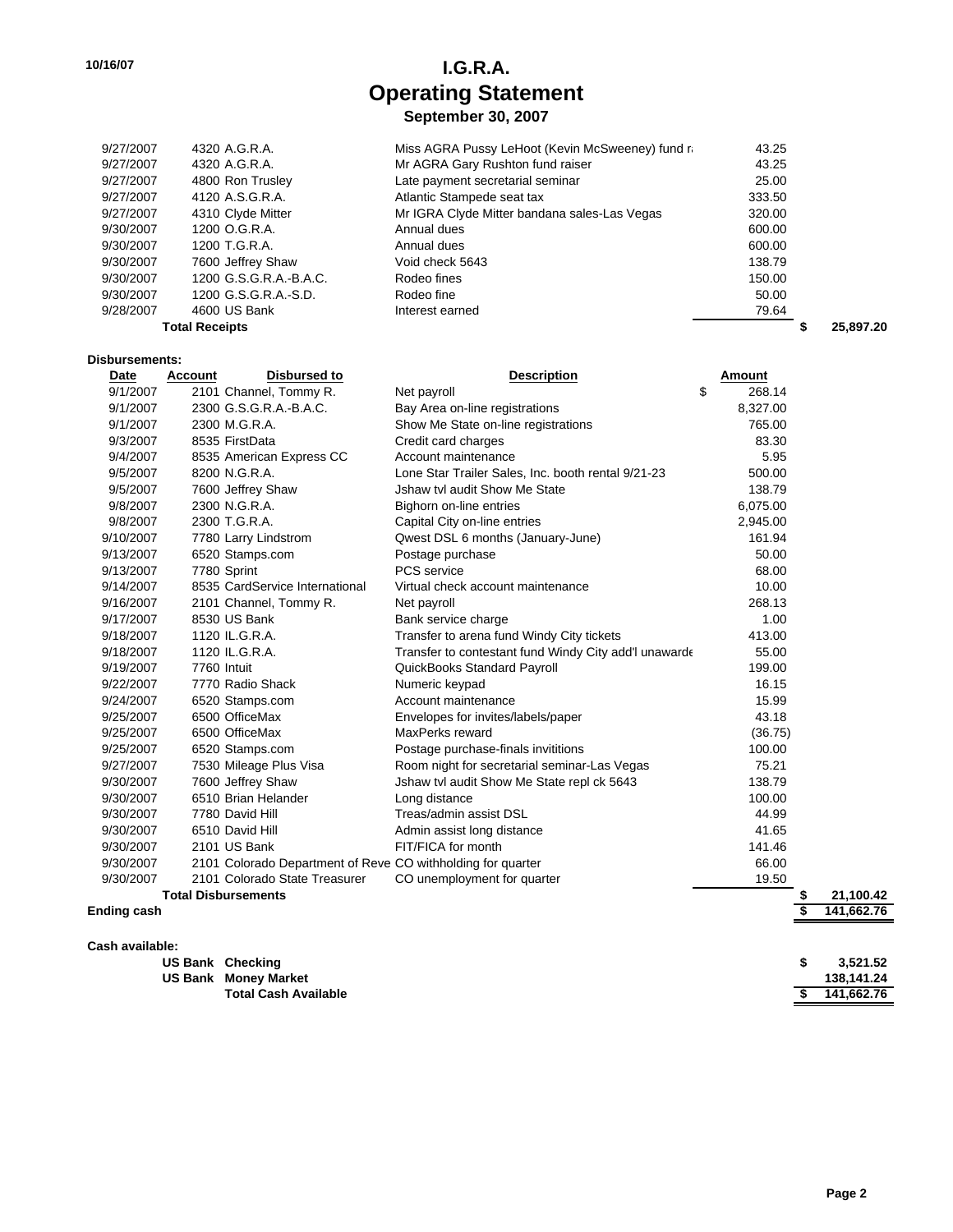10/16/07

# I.G.R.A.
## Operating Statement
### September 30, 2007

| Date | Account | Received from | Description | Amount | Total |
|---|---|---|---|---|---|
| 9/27/2007 | 4320 | A.G.R.A. | Miss AGRA Pussy LeHoot (Kevin McSweeney) fund ra | 43.25 | |
| 9/27/2007 | 4320 | A.G.R.A. | Mr AGRA Gary Rushton fund raiser | 43.25 | |
| 9/27/2007 | 4800 | Ron Trusley | Late payment secretarial seminar | 25.00 | |
| 9/27/2007 | 4120 | A.S.G.R.A. | Atlantic Stampede seat tax | 333.50 | |
| 9/27/2007 | 4310 | Clyde Mitter | Mr IGRA Clyde Mitter bandana sales-Las Vegas | 320.00 | |
| 9/30/2007 | 1200 | O.G.R.A. | Annual dues | 600.00 | |
| 9/30/2007 | 1200 | T.G.R.A. | Annual dues | 600.00 | |
| 9/30/2007 | 7600 | Jeffrey Shaw | Void check 5643 | 138.79 | |
| 9/30/2007 | 1200 | G.S.G.R.A.-B.A.C. | Rodeo fines | 150.00 | |
| 9/30/2007 | 1200 | G.S.G.R.A.-S.D. | Rodeo fine | 50.00 | |
| 9/28/2007 | 4600 | US Bank | Interest earned | 79.64 | |
| **Total Receipts** | | | | | **$ 25,897.20** |

**Disbursements:**

| Date | Account | Disbursed to | Description | Amount | Total |
|---|---|---|---|---|---|
| 9/1/2007 | 2101 | Channel, Tommy R. | Net payroll | $ 268.14 | |
| 9/1/2007 | 2300 | G.S.G.R.A.-B.A.C. | Bay Area on-line registrations | 8,327.00 | |
| 9/1/2007 | 2300 | M.G.R.A. | Show Me State on-line registrations | 765.00 | |
| 9/3/2007 | 8535 | FirstData | Credit card charges | 83.30 | |
| 9/4/2007 | 8535 | American Express CC | Account maintenance | 5.95 | |
| 9/5/2007 | 8200 | N.G.R.A. | Lone Star Trailer Sales, Inc. booth rental 9/21-23 | 500.00 | |
| 9/5/2007 | 7600 | Jeffrey Shaw | Jshaw tvl audit Show Me State | 138.79 | |
| 9/8/2007 | 2300 | N.G.R.A. | Bighorn on-line entries | 6,075.00 | |
| 9/8/2007 | 2300 | T.G.R.A. | Capital City on-line entries | 2,945.00 | |
| 9/10/2007 | 7780 | Larry Lindstrom | Qwest DSL 6 months (January-June) | 161.94 | |
| 9/13/2007 | 6520 | Stamps.com | Postage purchase | 50.00 | |
| 9/13/2007 | 7780 | Sprint | PCS service | 68.00 | |
| 9/14/2007 | 8535 | CardService International | Virtual check account maintenance | 10.00 | |
| 9/16/2007 | 2101 | Channel, Tommy R. | Net payroll | 268.13 | |
| 9/17/2007 | 8530 | US Bank | Bank service charge | 1.00 | |
| 9/18/2007 | 1120 | IL.G.R.A. | Transfer to arena fund Windy City tickets | 413.00 | |
| 9/18/2007 | 1120 | IL.G.R.A. | Transfer to contestant fund Windy City add'l unawarde | 55.00 | |
| 9/19/2007 | 7760 | Intuit | QuickBooks Standard Payroll | 199.00 | |
| 9/22/2007 | 7770 | Radio Shack | Numeric keypad | 16.15 | |
| 9/24/2007 | 6520 | Stamps.com | Account maintenance | 15.99 | |
| 9/25/2007 | 6500 | OfficeMax | Envelopes for invites/labels/paper | 43.18 | |
| 9/25/2007 | 6500 | OfficeMax | MaxPerks reward | (36.75) | |
| 9/25/2007 | 6520 | Stamps.com | Postage purchase-finals invititions | 100.00 | |
| 9/27/2007 | 7530 | Mileage Plus Visa | Room night for secretarial seminar-Las Vegas | 75.21 | |
| 9/30/2007 | 7600 | Jeffrey Shaw | Jshaw tvl audit Show Me State repl ck 5643 | 138.79 | |
| 9/30/2007 | 6510 | Brian Helander | Long distance | 100.00 | |
| 9/30/2007 | 7780 | David Hill | Treas/admin assist DSL | 44.99 | |
| 9/30/2007 | 6510 | David Hill | Admin assist long distance | 41.65 | |
| 9/30/2007 | 2101 | US Bank | FIT/FICA for month | 141.46 | |
| 9/30/2007 | 2101 | Colorado Department of Reve | CO withholding for quarter | 66.00 | |
| 9/30/2007 | 2101 | Colorado State Treasurer | CO unemployment for quarter | 19.50 | |
| **Total Disbursements** | | | | | **$ 21,100.42** |
| **Ending cash** | | | | | **$ 141,662.76** |

**Cash available:**

| | | |
|---|---|---|
| **US Bank** | **Checking** | **$ 3,521.52** |
| **US Bank** | **Money Market** | **138,141.24** |
| | **Total Cash Available** | **$ 141,662.76** |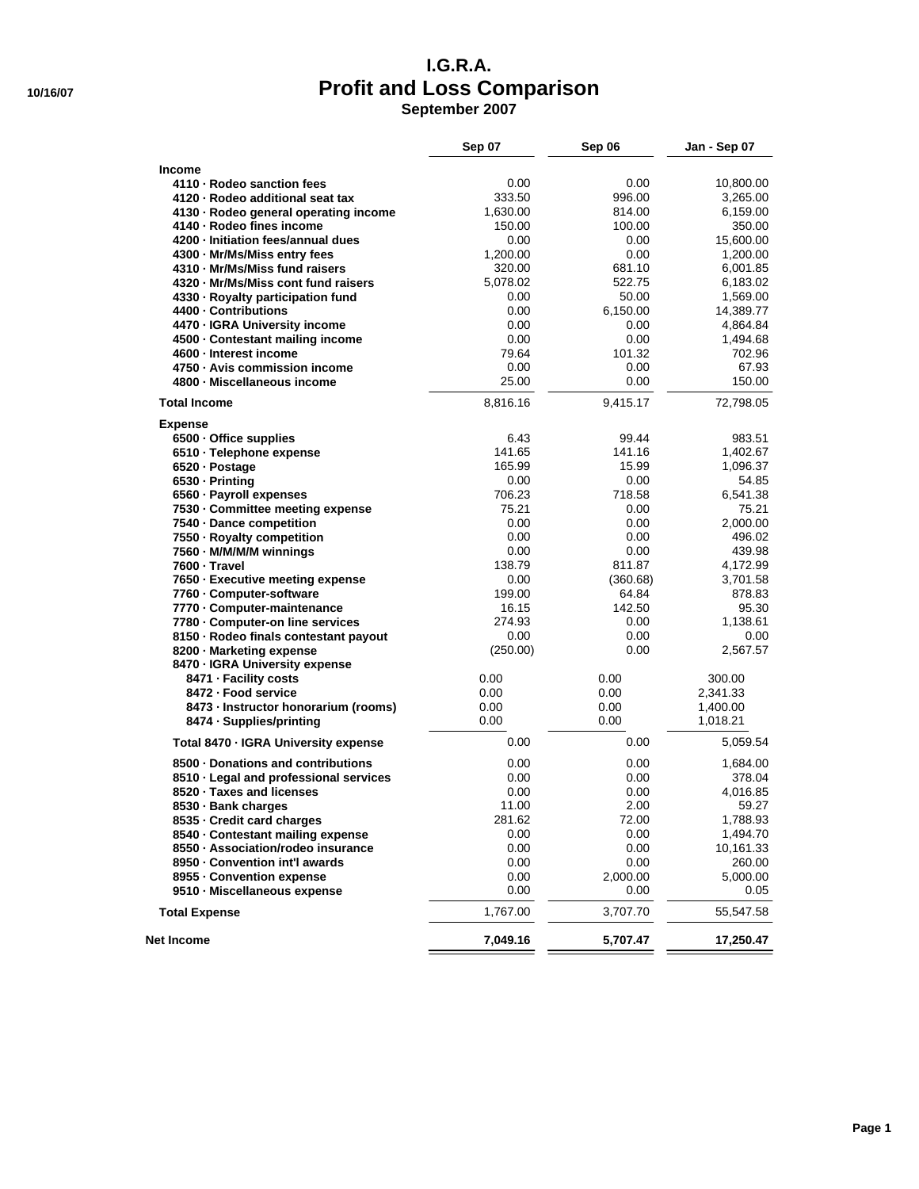# I.G.R.A.
## Profit and Loss Comparison
### September 2007

10/16/07

| | Sep 07 | Sep 06 | Jan - Sep 07 |
|---|---|---|---|
| **Income** | | | |
| 4110 · Rodeo sanction fees | 0.00 | 0.00 | 10,800.00 |
| 4120 · Rodeo additional seat tax | 333.50 | 996.00 | 3,265.00 |
| 4130 · Rodeo general operating income | 1,630.00 | 814.00 | 6,159.00 |
| 4140 · Rodeo fines income | 150.00 | 100.00 | 350.00 |
| 4200 · Initiation fees/annual dues | 0.00 | 0.00 | 15,600.00 |
| 4300 · Mr/Ms/Miss entry fees | 1,200.00 | 0.00 | 1,200.00 |
| 4310 · Mr/Ms/Miss fund raisers | 320.00 | 681.10 | 6,001.85 |
| 4320 · Mr/Ms/Miss cont fund raisers | 5,078.02 | 522.75 | 6,183.02 |
| 4330 · Royalty participation fund | 0.00 | 50.00 | 1,569.00 |
| 4400 · Contributions | 0.00 | 6,150.00 | 14,389.77 |
| 4470 · IGRA University income | 0.00 | 0.00 | 4,864.84 |
| 4500 · Contestant mailing income | 0.00 | 0.00 | 1,494.68 |
| 4600 · Interest income | 79.64 | 101.32 | 702.96 |
| 4750 · Avis commission income | 0.00 | 0.00 | 67.93 |
| 4800 · Miscellaneous income | 25.00 | 0.00 | 150.00 |
| **Total Income** | 8,816.16 | 9,415.17 | 72,798.05 |
| **Expense** | | | |
| 6500 · Office supplies | 6.43 | 99.44 | 983.51 |
| 6510 · Telephone expense | 141.65 | 141.16 | 1,402.67 |
| 6520 · Postage | 165.99 | 15.99 | 1,096.37 |
| 6530 · Printing | 0.00 | 0.00 | 54.85 |
| 6560 · Payroll expenses | 706.23 | 718.58 | 6,541.38 |
| 7530 · Committee meeting expense | 75.21 | 0.00 | 75.21 |
| 7540 · Dance competition | 0.00 | 0.00 | 2,000.00 |
| 7550 · Royalty competition | 0.00 | 0.00 | 496.02 |
| 7560 · M/M/M/M winnings | 0.00 | 0.00 | 439.98 |
| 7600 · Travel | 138.79 | 811.87 | 4,172.99 |
| 7650 · Executive meeting expense | 0.00 | (360.68) | 3,701.58 |
| 7760 · Computer-software | 199.00 | 64.84 | 878.83 |
| 7770 · Computer-maintenance | 16.15 | 142.50 | 95.30 |
| 7780 · Computer-on line services | 274.93 | 0.00 | 1,138.61 |
| 8150 · Rodeo finals contestant payout | 0.00 | 0.00 | 0.00 |
| 8200 · Marketing expense | (250.00) | 0.00 | 2,567.57 |
| 8470 · IGRA University expense | | | |
| 8471 · Facility costs | 0.00 | 0.00 | 300.00 |
| 8472 · Food service | 0.00 | 0.00 | 2,341.33 |
| 8473 · Instructor honorarium (rooms) | 0.00 | 0.00 | 1,400.00 |
| 8474 · Supplies/printing | 0.00 | 0.00 | 1,018.21 |
| Total 8470 · IGRA University expense | 0.00 | 0.00 | 5,059.54 |
| 8500 · Donations and contributions | 0.00 | 0.00 | 1,684.00 |
| 8510 · Legal and professional services | 0.00 | 0.00 | 378.04 |
| 8520 · Taxes and licenses | 0.00 | 0.00 | 4,016.85 |
| 8530 · Bank charges | 11.00 | 2.00 | 59.27 |
| 8535 · Credit card charges | 281.62 | 72.00 | 1,788.93 |
| 8540 · Contestant mailing expense | 0.00 | 0.00 | 1,494.70 |
| 8550 · Association/rodeo insurance | 0.00 | 0.00 | 10,161.33 |
| 8950 · Convention int'l awards | 0.00 | 0.00 | 260.00 |
| 8955 · Convention expense | 0.00 | 2,000.00 | 5,000.00 |
| 9510 · Miscellaneous expense | 0.00 | 0.00 | 0.05 |
| **Total Expense** | 1,767.00 | 3,707.70 | 55,547.58 |
| **Net Income** | **7,049.16** | **5,707.47** | **17,250.47** |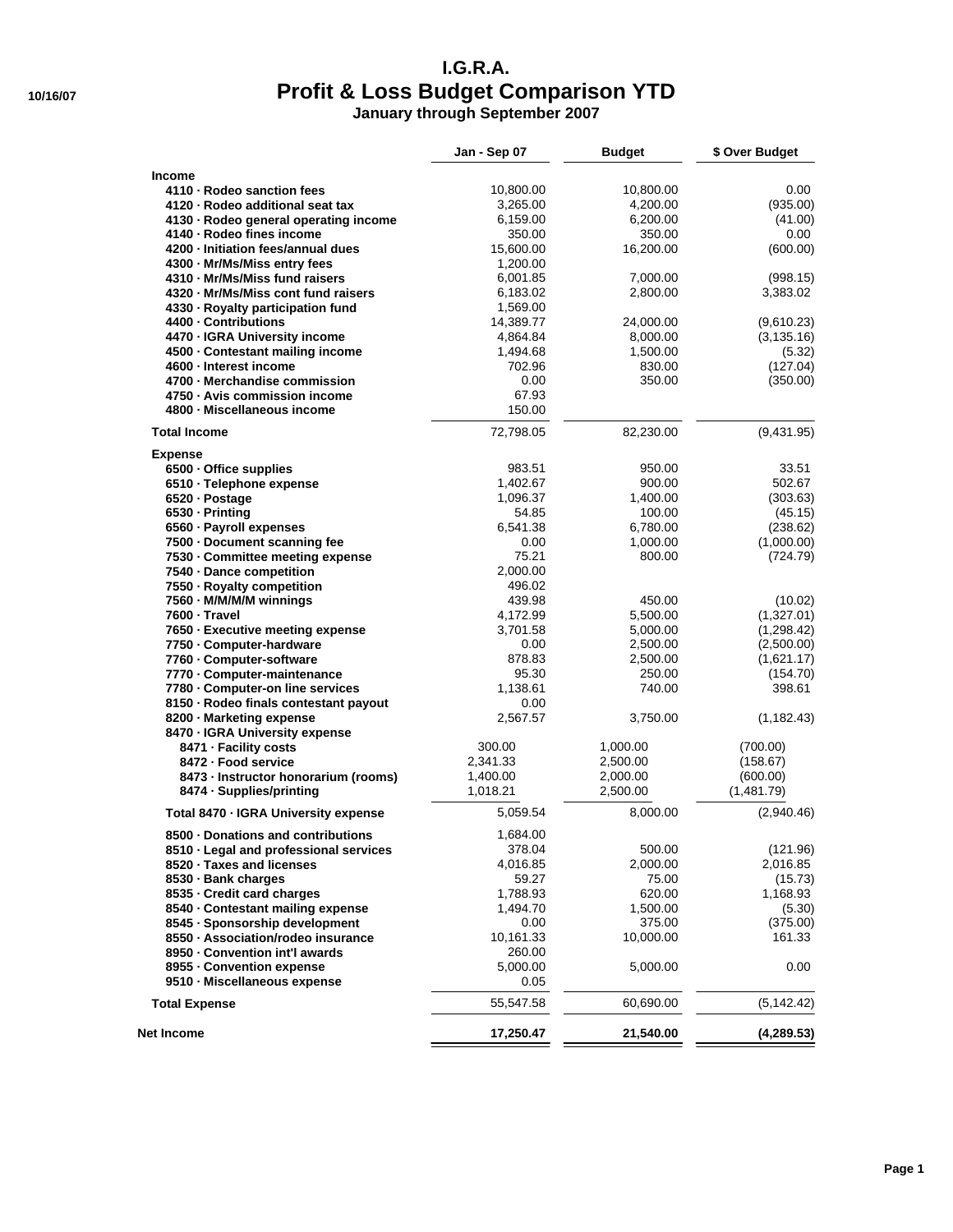# I.G.R.A.
# Profit & Loss Budget Comparison YTD
### January through September 2007

10/16/07

| | Jan - Sep 07 | Budget | $ Over Budget |
|---|---|---|---|
| **Income** | | | |
| 4110 · Rodeo sanction fees | 10,800.00 | 10,800.00 | 0.00 |
| 4120 · Rodeo additional seat tax | 3,265.00 | 4,200.00 | (935.00) |
| 4130 · Rodeo general operating income | 6,159.00 | 6,200.00 | (41.00) |
| 4140 · Rodeo fines income | 350.00 | 350.00 | 0.00 |
| 4200 · Initiation fees/annual dues | 15,600.00 | 16,200.00 | (600.00) |
| 4300 · Mr/Ms/Miss entry fees | 1,200.00 | | |
| 4310 · Mr/Ms/Miss fund raisers | 6,001.85 | 7,000.00 | (998.15) |
| 4320 · Mr/Ms/Miss cont fund raisers | 6,183.02 | 2,800.00 | 3,383.02 |
| 4330 · Royalty participation fund | 1,569.00 | | |
| 4400 · Contributions | 14,389.77 | 24,000.00 | (9,610.23) |
| 4470 · IGRA University income | 4,864.84 | 8,000.00 | (3,135.16) |
| 4500 · Contestant mailing income | 1,494.68 | 1,500.00 | (5.32) |
| 4600 · Interest income | 702.96 | 830.00 | (127.04) |
| 4700 · Merchandise commission | 0.00 | 350.00 | (350.00) |
| 4750 · Avis commission income | 67.93 | | |
| 4800 · Miscellaneous income | 150.00 | | |
| **Total Income** | 72,798.05 | 82,230.00 | (9,431.95) |
| **Expense** | | | |
| 6500 · Office supplies | 983.51 | 950.00 | 33.51 |
| 6510 · Telephone expense | 1,402.67 | 900.00 | 502.67 |
| 6520 · Postage | 1,096.37 | 1,400.00 | (303.63) |
| 6530 · Printing | 54.85 | 100.00 | (45.15) |
| 6560 · Payroll expenses | 6,541.38 | 6,780.00 | (238.62) |
| 7500 · Document scanning fee | 0.00 | 1,000.00 | (1,000.00) |
| 7530 · Committee meeting expense | 75.21 | 800.00 | (724.79) |
| 7540 · Dance competition | 2,000.00 | | |
| 7550 · Royalty competition | 496.02 | | |
| 7560 · M/M/M/M winnings | 439.98 | 450.00 | (10.02) |
| 7600 · Travel | 4,172.99 | 5,500.00 | (1,327.01) |
| 7650 · Executive meeting expense | 3,701.58 | 5,000.00 | (1,298.42) |
| 7750 · Computer-hardware | 0.00 | 2,500.00 | (2,500.00) |
| 7760 · Computer-software | 878.83 | 2,500.00 | (1,621.17) |
| 7770 · Computer-maintenance | 95.30 | 250.00 | (154.70) |
| 7780 · Computer-on line services | 1,138.61 | 740.00 | 398.61 |
| 8150 · Rodeo finals contestant payout | 0.00 | | |
| 8200 · Marketing expense | 2,567.57 | 3,750.00 | (1,182.43) |
| 8470 · IGRA University expense | | | |
| 8471 · Facility costs | 300.00 | 1,000.00 | (700.00) |
| 8472 · Food service | 2,341.33 | 2,500.00 | (158.67) |
| 8473 · Instructor honorarium (rooms) | 1,400.00 | 2,000.00 | (600.00) |
| 8474 · Supplies/printing | 1,018.21 | 2,500.00 | (1,481.79) |
| Total 8470 · IGRA University expense | 5,059.54 | 8,000.00 | (2,940.46) |
| 8500 · Donations and contributions | 1,684.00 | | |
| 8510 · Legal and professional services | 378.04 | 500.00 | (121.96) |
| 8520 · Taxes and licenses | 4,016.85 | 2,000.00 | 2,016.85 |
| 8530 · Bank charges | 59.27 | 75.00 | (15.73) |
| 8535 · Credit card charges | 1,788.93 | 620.00 | 1,168.93 |
| 8540 · Contestant mailing expense | 1,494.70 | 1,500.00 | (5.30) |
| 8545 · Sponsorship development | 0.00 | 375.00 | (375.00) |
| 8550 · Association/rodeo insurance | 10,161.33 | 10,000.00 | 161.33 |
| 8950 · Convention int'l awards | 260.00 | | |
| 8955 · Convention expense | 5,000.00 | 5,000.00 | 0.00 |
| 9510 · Miscellaneous expense | 0.05 | | |
| **Total Expense** | 55,547.58 | 60,690.00 | (5,142.42) |
| **Net Income** | **17,250.47** | **21,540.00** | **(4,289.53)** |